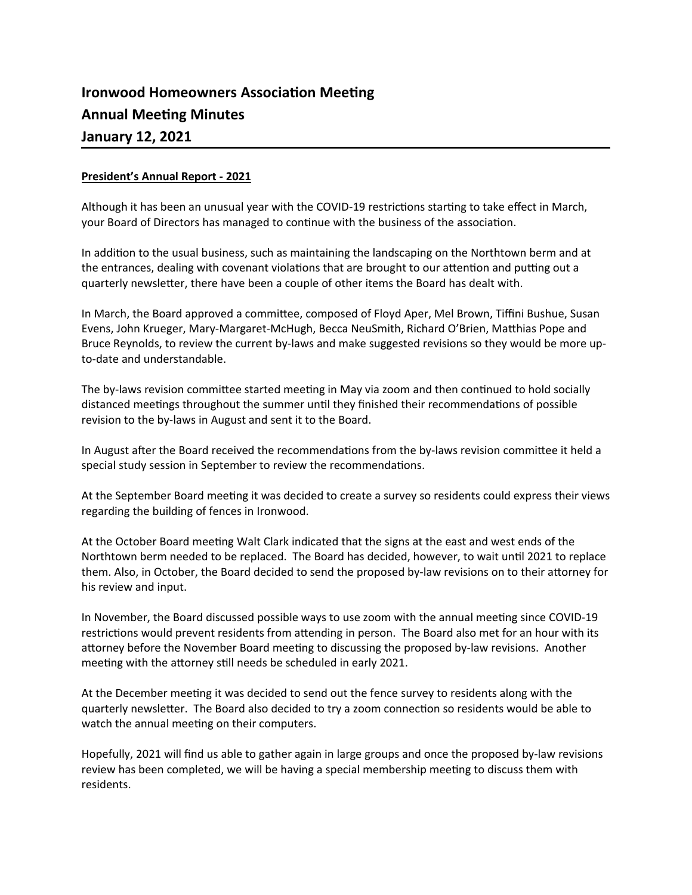# Ironwood Homeowners Association Meeting
# Annual Meeting Minutes
# January 12, 2021

**President's Annual Report - 2021**

Although it has been an unusual year with the COVID-19 restrictions starting to take effect in March, your Board of Directors has managed to continue with the business of the association.

In addition to the usual business, such as maintaining the landscaping on the Northtown berm and at the entrances, dealing with covenant violations that are brought to our attention and putting out a quarterly newsletter, there have been a couple of other items the Board has dealt with.

In March, the Board approved a committee, composed of Floyd Aper, Mel Brown, Tiffini Bushue, Susan Evens, John Krueger, Mary-Margaret-McHugh, Becca NeuSmith, Richard O'Brien, Matthias Pope and Bruce Reynolds, to review the current by-laws and make suggested revisions so they would be more up-to-date and understandable.

The by-laws revision committee started meeting in May via zoom and then continued to hold socially distanced meetings throughout the summer until they finished their recommendations of possible revision to the by-laws in August and sent it to the Board.

In August after the Board received the recommendations from the by-laws revision committee it held a special study session in September to review the recommendations.

At the September Board meeting it was decided to create a survey so residents could express their views regarding the building of fences in Ironwood.

At the October Board meeting Walt Clark indicated that the signs at the east and west ends of the Northtown berm needed to be replaced. The Board has decided, however, to wait until 2021 to replace them. Also, in October, the Board decided to send the proposed by-law revisions on to their attorney for his review and input.

In November, the Board discussed possible ways to use zoom with the annual meeting since COVID-19 restrictions would prevent residents from attending in person. The Board also met for an hour with its attorney before the November Board meeting to discussing the proposed by-law revisions. Another meeting with the attorney still needs be scheduled in early 2021.

At the December meeting it was decided to send out the fence survey to residents along with the quarterly newsletter. The Board also decided to try a zoom connection so residents would be able to watch the annual meeting on their computers.

Hopefully, 2021 will find us able to gather again in large groups and once the proposed by-law revisions review has been completed, we will be having a special membership meeting to discuss them with residents.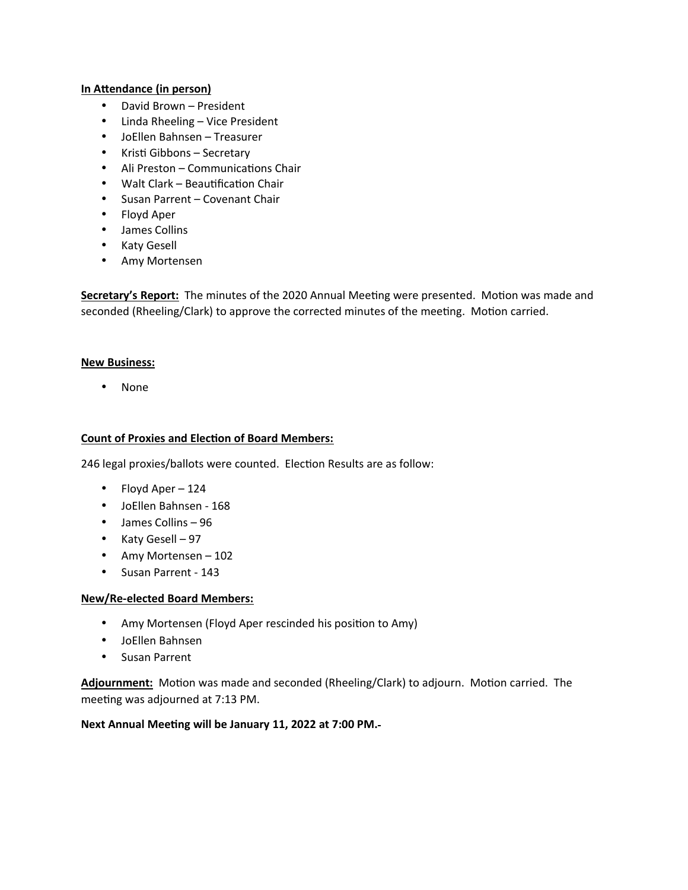**In Attendance (in person)**

- David Brown – President
- Linda Rheeling – Vice President
- JoEllen Bahnsen – Treasurer
- Kristi Gibbons – Secretary
- Ali Preston – Communications Chair
- Walt Clark – Beautification Chair
- Susan Parrent – Covenant Chair
- Floyd Aper
- James Collins
- Katy Gesell
- Amy Mortensen

**Secretary's Report:** The minutes of the 2020 Annual Meeting were presented. Motion was made and seconded (Rheeling/Clark) to approve the corrected minutes of the meeting. Motion carried.

**New Business:**

- None

**Count of Proxies and Election of Board Members:**

246 legal proxies/ballots were counted. Election Results are as follow:

- Floyd Aper – 124
- JoEllen Bahnsen - 168
- James Collins – 96
- Katy Gesell – 97
- Amy Mortensen – 102
- Susan Parrent - 143

**New/Re-elected Board Members:**

- Amy Mortensen (Floyd Aper rescinded his position to Amy)
- JoEllen Bahnsen
- Susan Parrent

**Adjournment:** Motion was made and seconded (Rheeling/Clark) to adjourn. Motion carried. The meeting was adjourned at 7:13 PM.

**Next Annual Meeting will be January 11, 2022 at 7:00 PM.-**